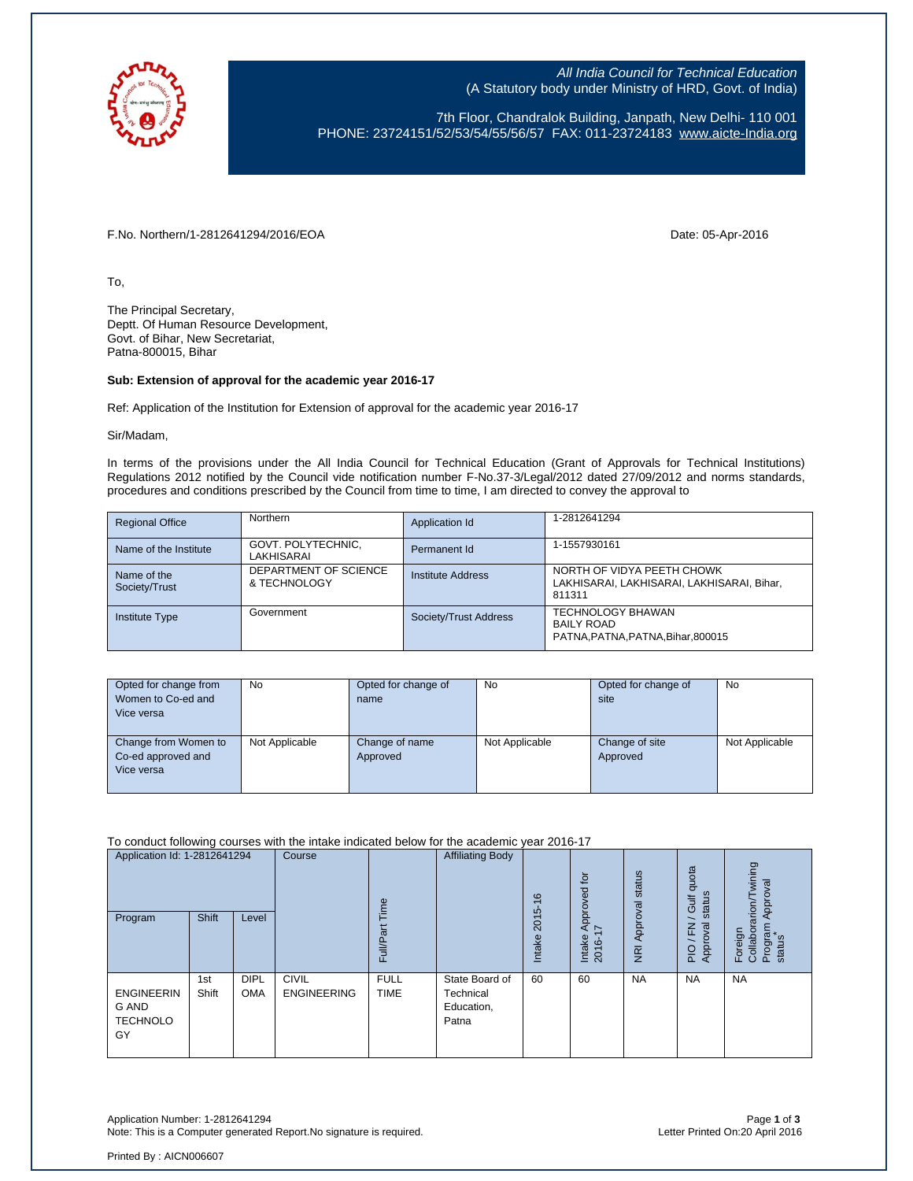*All India Council for Technical Education*
(A Statutory body under Ministry of HRD, Govt. of India)

7th Floor, Chandralok Building, Janpath, New Delhi- 110 001
PHONE: 23724151/52/53/54/55/56/57 FAX: 011-23724183 www.aicte-India.org

F.No. Northern/1-2812641294/2016/EOA

Date: 05-Apr-2016

To,

The Principal Secretary,
Deptt. Of Human Resource Development,
Govt. of Bihar, New Secretariat,
Patna-800015, Bihar

**Sub: Extension of approval for the academic year 2016-17**

Ref: Application of the Institution for Extension of approval for the academic year 2016-17

Sir/Madam,

In terms of the provisions under the All India Council for Technical Education (Grant of Approvals for Technical Institutions) Regulations 2012 notified by the Council vide notification number F-No.37-3/Legal/2012 dated 27/09/2012 and norms standards, procedures and conditions prescribed by the Council from time to time, I am directed to convey the approval to

| Regional Office | Northern | Application Id | 1-2812641294 |
|---|---|---|---|
| Name of the Institute | GOVT. POLYTECHNIC, LAKHISARAI | Permanent Id | 1-1557930161 |
| Name of the Society/Trust | DEPARTMENT OF SCIENCE & TECHNOLOGY | Institute Address | NORTH OF VIDYA PEETH CHOWK LAKHISARAI, LAKHISARAI, LAKHISARAI, Bihar, 811311 |
| Institute Type | Government | Society/Trust Address | TECHNOLOGY BHAWAN BAILY ROAD PATNA,PATNA,PATNA,Bihar,800015 |

| Opted for change from Women to Co-ed and Vice versa | No | Opted for change of name | No | Opted for change of site | No |
|---|---|---|---|---|---|
| Change from Women to Co-ed approved and Vice versa | Not Applicable | Change of name Approved | Not Applicable | Change of site Approved | Not Applicable |

To conduct following courses with the intake indicated below for the academic year 2016-17

| Application Id: 1-2812641294 | | | Course | Full/Part Time | Affiliating Body | Intake 2015-16 | Intake Approved for 2016-17 | NRI Approval status | PIO / FN / Gulf quota Approval status | Foreign Collaborarion/Twining Program Approval status* |
|---|---|---|---|---|---|---|---|---|---|---|
| Program | Shift | Level | | | | | | | | |
| ENGINEERING AND TECHNOLOGY | 1st Shift | DIPLOMA | CIVIL ENGINEERING | FULL TIME | State Board of Technical Education, Patna | 60 | 60 | NA | NA | NA |

Application Number: 1-2812641294
Note: This is a Computer generated Report.No signature is required.

Letter Printed On:20 April 2016

Printed By : AICN006607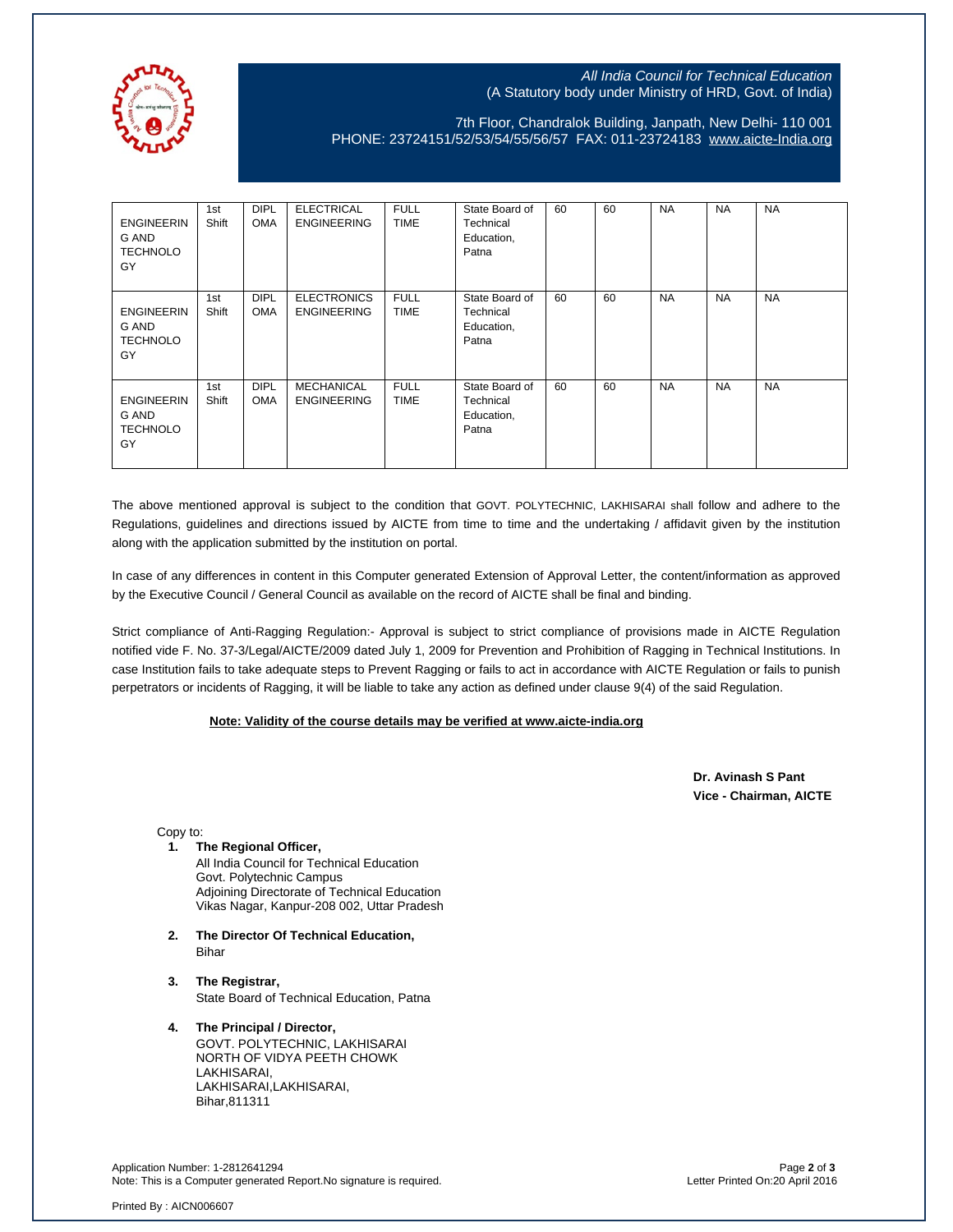| | | | | | | | | | | |
|---|---|---|---|---|---|---|---|---|---|---|
| ENGINEERING AND TECHNOLOGY | 1st Shift | DIPLOMA | ELECTRICAL ENGINEERING | FULL TIME | State Board of Technical Education, Patna | 60 | 60 | NA | NA | NA |
| ENGINEERING AND TECHNOLOGY | 1st Shift | DIPLOMA | ELECTRONICS ENGINEERING | FULL TIME | State Board of Technical Education, Patna | 60 | 60 | NA | NA | NA |
| ENGINEERING AND TECHNOLOGY | 1st Shift | DIPLOMA | MECHANICAL ENGINEERING | FULL TIME | State Board of Technical Education, Patna | 60 | 60 | NA | NA | NA |

The above mentioned approval is subject to the condition that GOVT. POLYTECHNIC, LAKHISARAI shall follow and adhere to the Regulations, guidelines and directions issued by AICTE from time to time and the undertaking / affidavit given by the institution along with the application submitted by the institution on portal.

In case of any differences in content in this Computer generated Extension of Approval Letter, the content/information as approved by the Executive Council / General Council as available on the record of AICTE shall be final and binding.

Strict compliance of Anti-Ragging Regulation:- Approval is subject to strict compliance of provisions made in AICTE Regulation notified vide F. No. 37-3/Legal/AICTE/2009 dated July 1, 2009 for Prevention and Prohibition of Ragging in Technical Institutions. In case Institution fails to take adequate steps to Prevent Ragging or fails to act in accordance with AICTE Regulation or fails to punish perpetrators or incidents of Ragging, it will be liable to take any action as defined under clause 9(4) of the said Regulation.

**Note: Validity of the course details may be verified at www.aicte-india.org**

**Dr. Avinash S Pant**
**Vice - Chairman, AICTE**

Copy to:

1. **The Regional Officer,**
   All India Council for Technical Education
   Govt. Polytechnic Campus
   Adjoining Directorate of Technical Education
   Vikas Nagar, Kanpur-208 002, Uttar Pradesh

2. **The Director Of Technical Education,**
   Bihar

3. **The Registrar,**
   State Board of Technical Education, Patna

4. **The Principal / Director,**
   GOVT. POLYTECHNIC, LAKHISARAI
   NORTH OF VIDYA PEETH CHOWK
   LAKHISARAI,
   LAKHISARAI,LAKHISARAI,
   Bihar,811311

Application Number: 1-2812641294
Note: This is a Computer generated Report.No signature is required.
Letter Printed On:20 April 2016

Printed By : AICN006607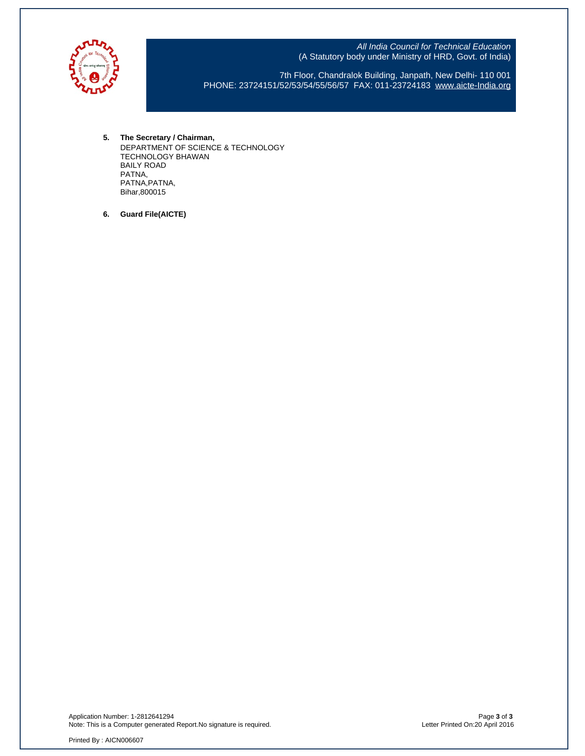5. **The Secretary / Chairman,**
   DEPARTMENT OF SCIENCE & TECHNOLOGY
   TECHNOLOGY BHAWAN
   BAILY ROAD
   PATNA,
   PATNA,PATNA,
   Bihar,800015

6. **Guard File(AICTE)**

Application Number: 1-2812641294
Note: This is a Computer generated Report.No signature is required.

Letter Printed On:20 April 2016

Printed By : AICN006607